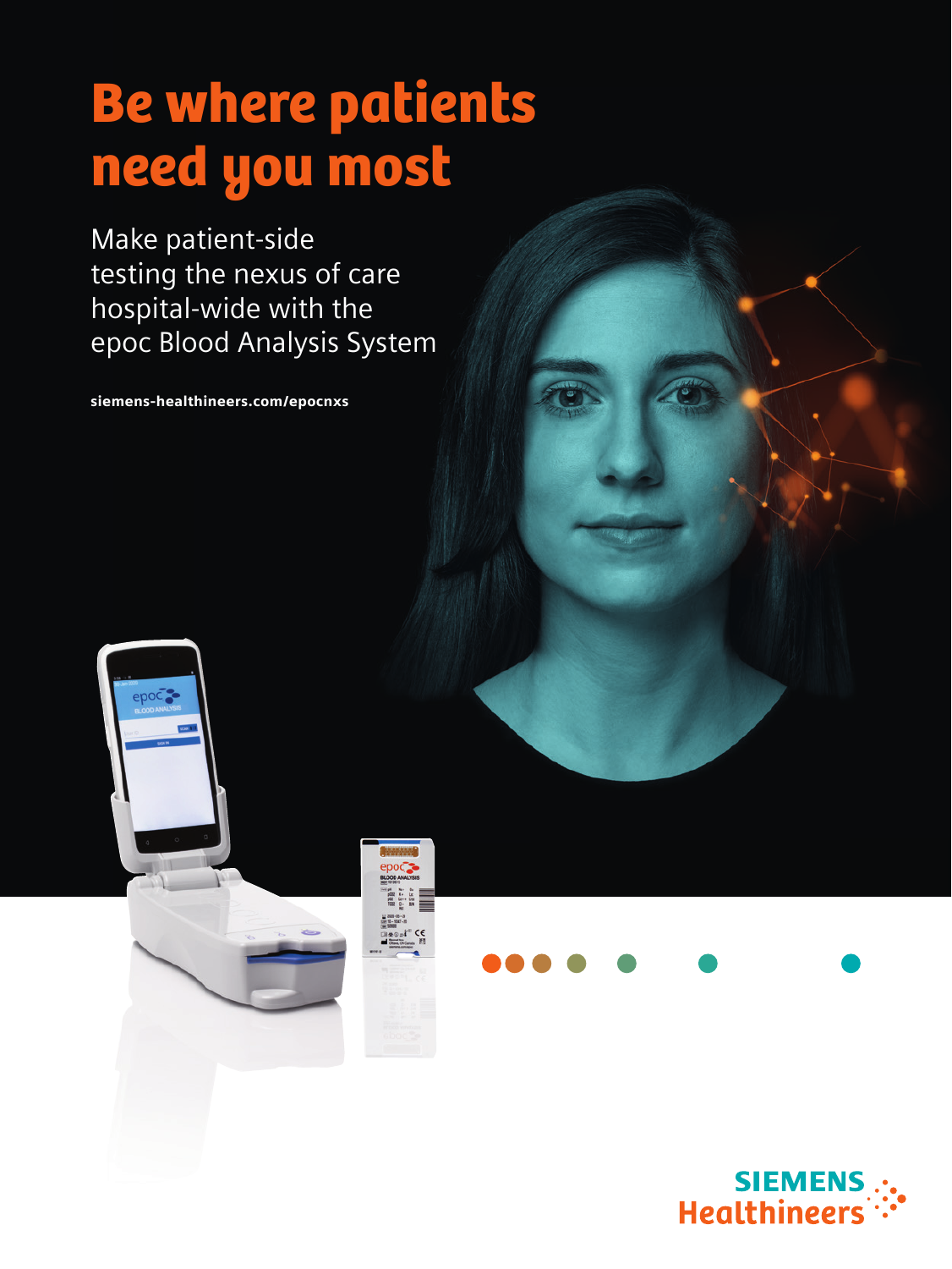# Be where patients need you most

Make patient-side testing the nexus of care hospital-wide with the epoc Blood Analysis System

**siemens-healthineers.com/epocnxs**

SIEMENS Healthineers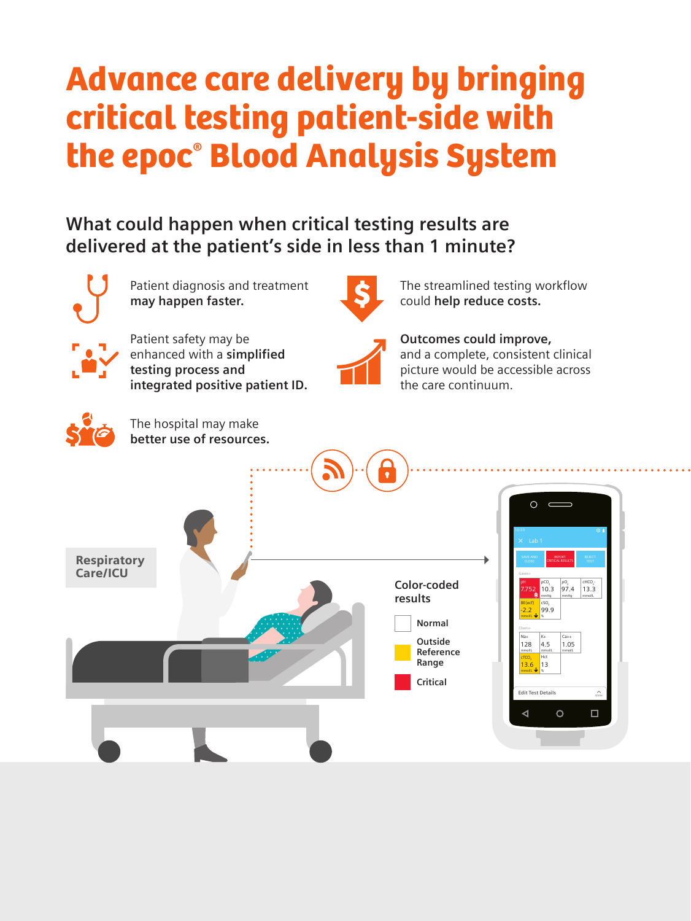# Advance care delivery by bringing critical testing patient-side with the epoc® Blood Analysis System

## What could happen when critical testing results are delivered at the patient's side in less than 1 minute?

Patient diagnosis and treatment **may happen faster.**

The streamlined testing workflow could **help reduce costs.**

Patient safety may be enhanced with a **simplified testing process and integrated positive patient ID.**

**Outcomes could improve,** and a complete, consistent clinical picture would be accessible across the care continuum.

The hospital may make **better use of resources.**

Respiratory Care/ICU

Color-coded results

- Normal
- Outside Reference Range
- Critical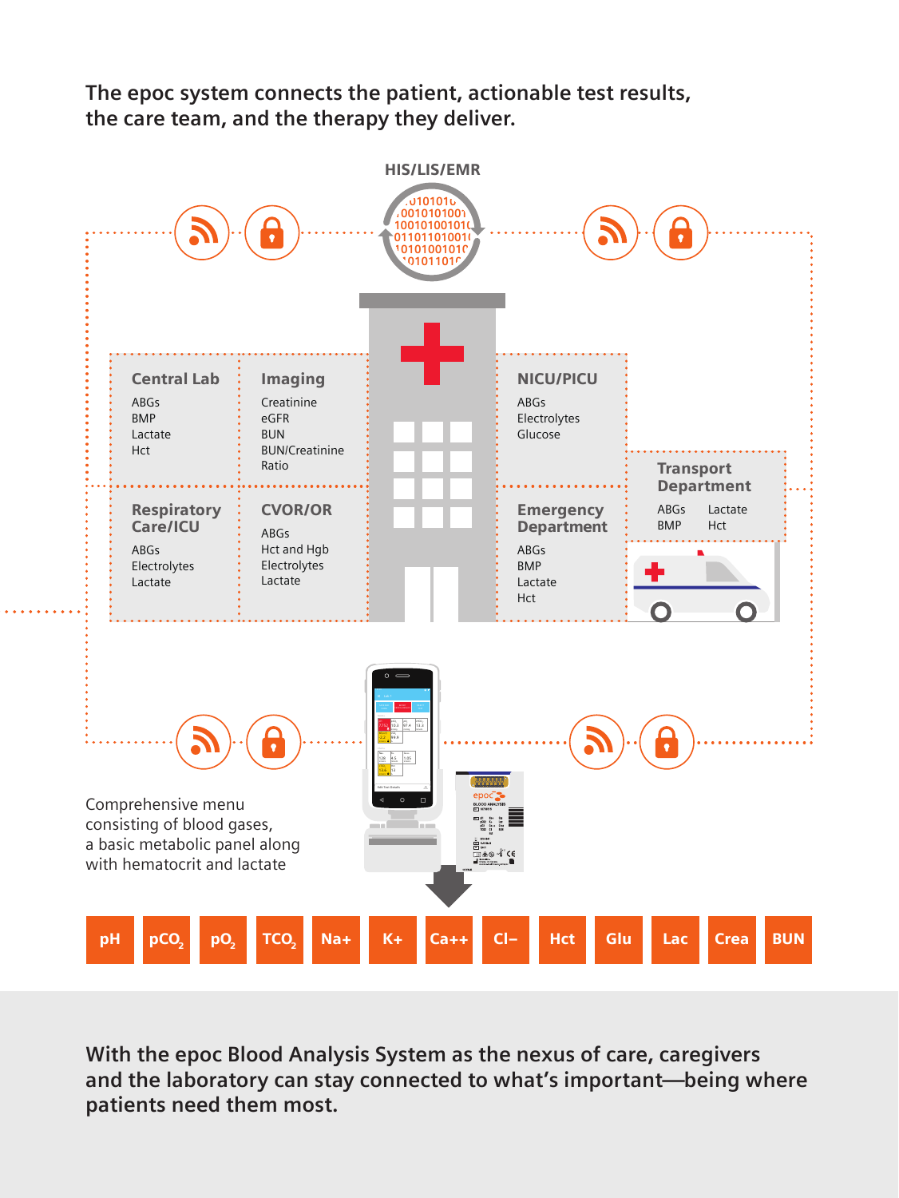**The epoc system connects the patient, actionable test results, the care team, and the therapy they deliver.**

HIS/LIS/EMR

**Central Lab**
ABGs
BMP
Lactate
Hct

**Imaging**
Creatinine
eGFR
BUN
BUN/Creatinine Ratio

**NICU/PICU**
ABGs
Electrolytes
Glucose

**Respiratory Care/ICU**
ABGs
Electrolytes
Lactate

**CVOR/OR**
ABGs
Hct and Hgb
Electrolytes
Lactate

**Emergency Department**
ABGs
BMP
Lactate
Hct

**Transport Department**
ABGs
BMP
Lactate
Hct

Comprehensive menu consisting of blood gases, a basic metabolic panel along with hematocrit and lactate

pH | $pCO_2$ | $pO_2$ | $TCO_2$ | Na+ | K+ | Ca++ | Cl– | Hct | Glu | Lac | Crea | BUN

**With the epoc Blood Analysis System as the nexus of care, caregivers and the laboratory can stay connected to what's important—being where patients need them most.**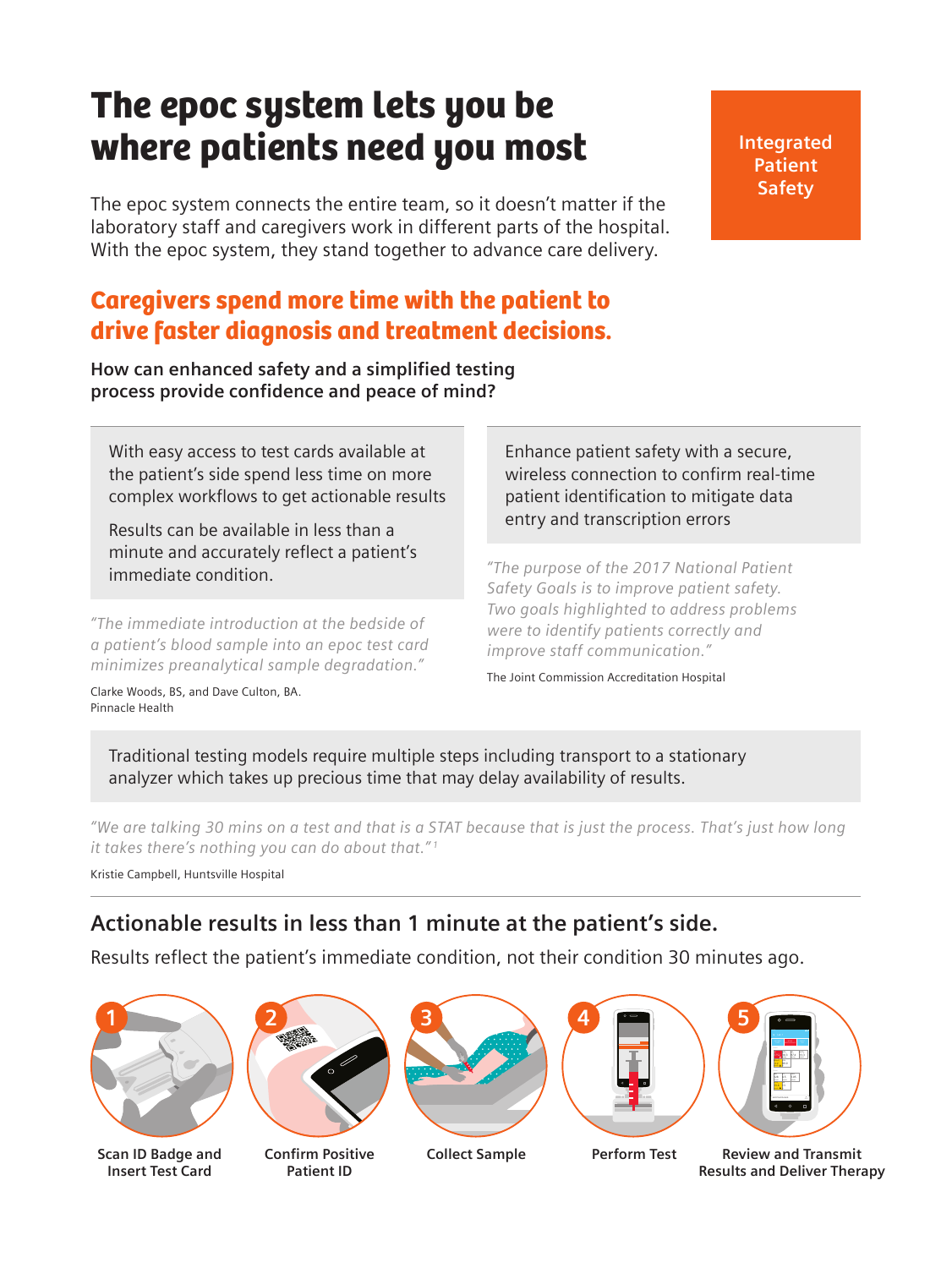# The epoc system lets you be where patients need you most

**Integrated Patient Safety**

The epoc system connects the entire team, so it doesn't matter if the laboratory staff and caregivers work in different parts of the hospital. With the epoc system, they stand together to advance care delivery.

## Caregivers spend more time with the patient to drive faster diagnosis and treatment decisions.

**How can enhanced safety and a simplified testing process provide confidence and peace of mind?**

With easy access to test cards available at the patient's side spend less time on more complex workflows to get actionable results

Results can be available in less than a minute and accurately reflect a patient's immediate condition.

*"The immediate introduction at the bedside of a patient's blood sample into an epoc test card minimizes preanalytical sample degradation."*

Clarke Woods, BS, and Dave Culton, BA.
Pinnacle Health

Enhance patient safety with a secure, wireless connection to confirm real-time patient identification to mitigate data entry and transcription errors

*"The purpose of the 2017 National Patient Safety Goals is to improve patient safety. Two goals highlighted to address problems were to identify patients correctly and improve staff communication."*

The Joint Commission Accreditation Hospital

Traditional testing models require multiple steps including transport to a stationary analyzer which takes up precious time that may delay availability of results.

*"We are talking 30 mins on a test and that is a STAT because that is just the process. That's just how long it takes there's nothing you can do about that."*[1]

Kristie Campbell, Huntsville Hospital

## Actionable results in less than 1 minute at the patient's side.

Results reflect the patient's immediate condition, not their condition 30 minutes ago.

1. Scan ID Badge and Insert Test Card
2. Confirm Positive Patient ID
3. Collect Sample
4. Perform Test
5. Review and Transmit Results and Deliver Therapy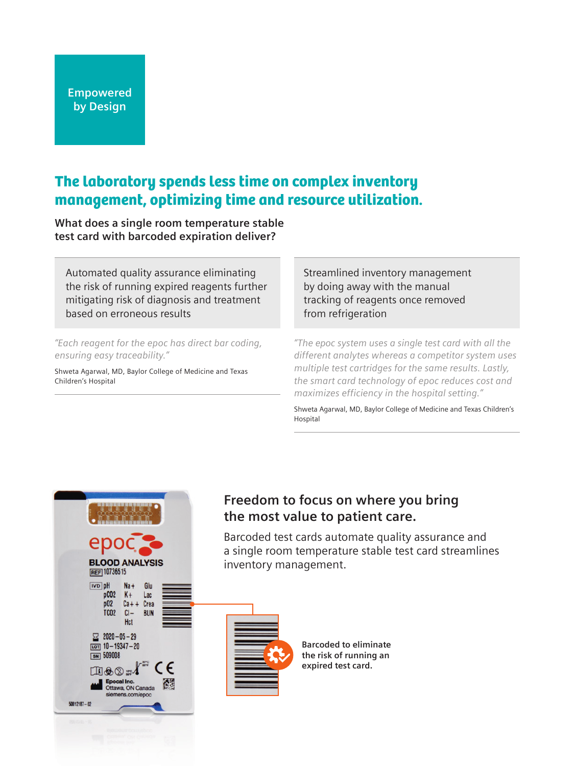Empowered by Design

## The laboratory spends less time on complex inventory management, optimizing time and resource utilization.

**What does a single room temperature stable test card with barcoded expiration deliver?**

Automated quality assurance eliminating the risk of running expired reagents further mitigating risk of diagnosis and treatment based on erroneous results

*"Each reagent for the epoc has direct bar coding, ensuring easy traceability."*

Shweta Agarwal, MD, Baylor College of Medicine and Texas Children's Hospital

Streamlined inventory management by doing away with the manual tracking of reagents once removed from refrigeration

*"The epoc system uses a single test card with all the different analytes whereas a competitor system uses multiple test cartridges for the same results. Lastly, the smart card technology of epoc reduces cost and maximizes efficiency in the hospital setting."*

Shweta Agarwal, MD, Baylor College of Medicine and Texas Children's Hospital

### Freedom to focus on where you bring the most value to patient care.

Barcoded test cards automate quality assurance and a single room temperature stable test card streamlines inventory management.

**Barcoded to eliminate the risk of running an expired test card.**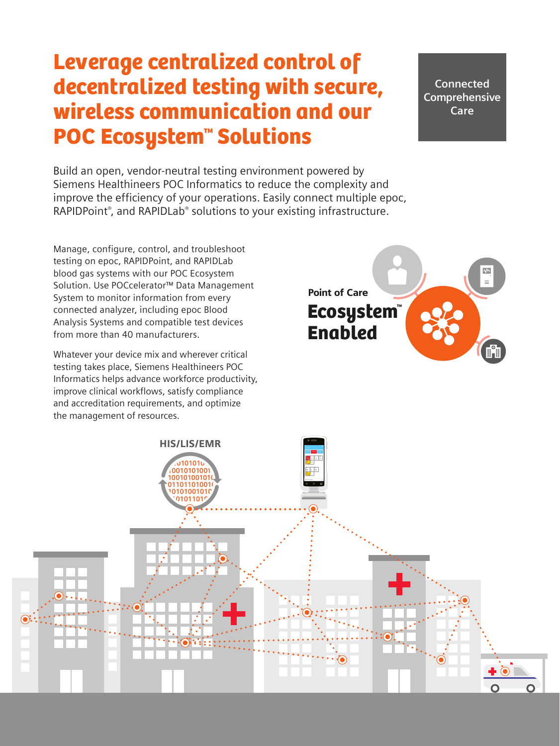# Leverage centralized control of decentralized testing with secure, wireless communication and our POC Ecosystem™ Solutions

Connected Comprehensive Care

Build an open, vendor-neutral testing environment powered by Siemens Healthineers POC Informatics to reduce the complexity and improve the efficiency of your operations. Easily connect multiple epoc, RAPIDPoint®, and RAPIDLab® solutions to your existing infrastructure.

Manage, configure, control, and troubleshoot testing on epoc, RAPIDPoint, and RAPIDLab blood gas systems with our POC Ecosystem Solution. Use POCcelerator™ Data Management System to monitor information from every connected analyzer, including epoc Blood Analysis Systems and compatible test devices from more than 40 manufacturers.

Whatever your device mix and wherever critical testing takes place, Siemens Healthineers POC Informatics helps advance workforce productivity, improve clinical workflows, satisfy compliance and accreditation requirements, and optimize the management of resources.

Point of Care
Ecosystem™
Enabled

HIS/LIS/EMR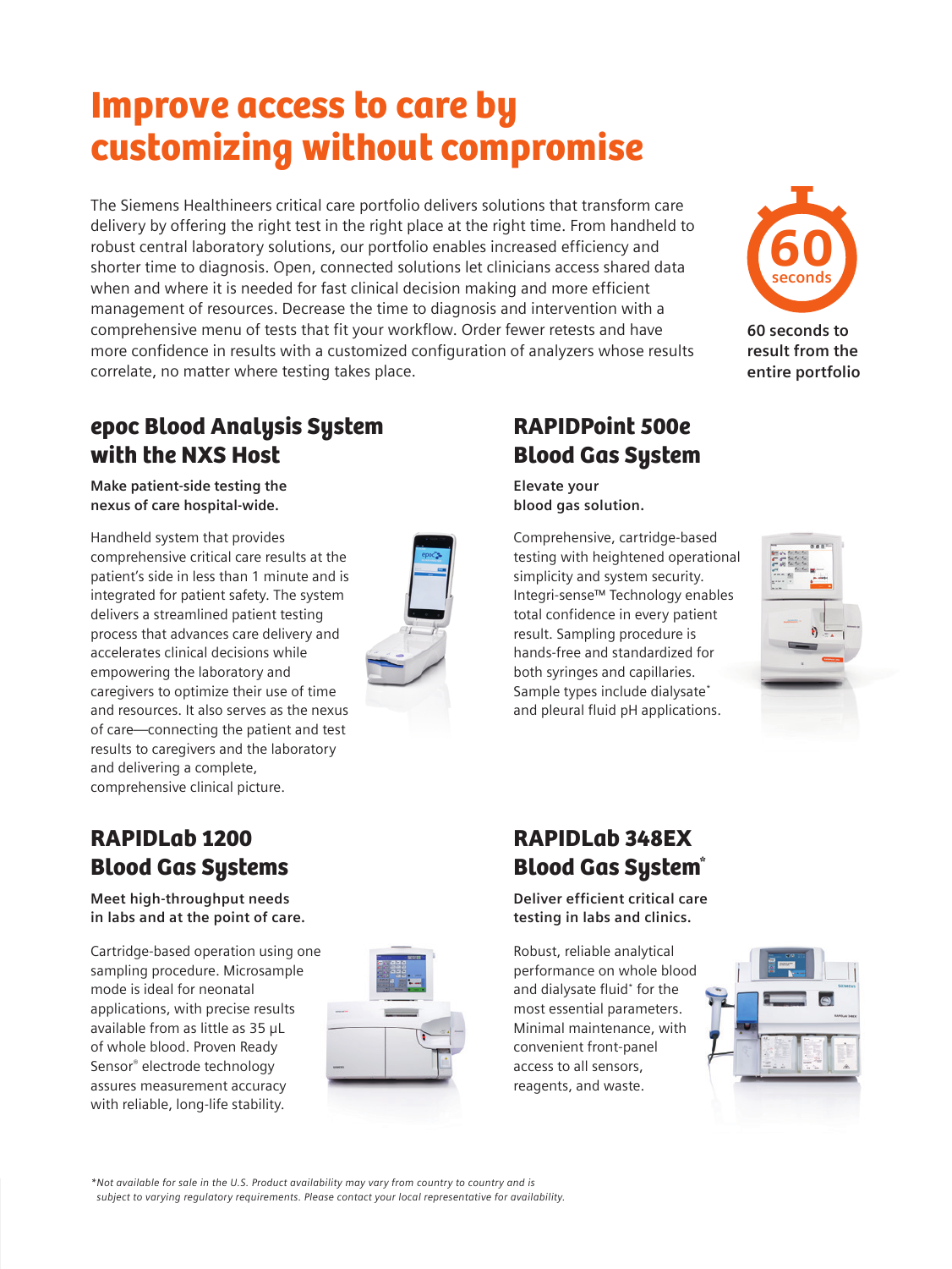# Improve access to care by customizing without compromise

The Siemens Healthineers critical care portfolio delivers solutions that transform care delivery by offering the right test in the right place at the right time. From handheld to robust central laboratory solutions, our portfolio enables increased efficiency and shorter time to diagnosis. Open, connected solutions let clinicians access shared data when and where it is needed for fast clinical decision making and more efficient management of resources. Decrease the time to diagnosis and intervention with a comprehensive menu of tests that fit your workflow. Order fewer retests and have more confidence in results with a customized configuration of analyzers whose results correlate, no matter where testing takes place.

60 seconds

**60 seconds to result from the entire portfolio**

## epoc Blood Analysis System with the NXS Host

**Make patient-side testing the nexus of care hospital-wide.**

Handheld system that provides comprehensive critical care results at the patient's side in less than 1 minute and is integrated for patient safety. The system delivers a streamlined patient testing process that advances care delivery and accelerates clinical decisions while empowering the laboratory and caregivers to optimize their use of time and resources. It also serves as the nexus of care—connecting the patient and test results to caregivers and the laboratory and delivering a complete, comprehensive clinical picture.

## RAPIDPoint 500e Blood Gas System

**Elevate your blood gas solution.**

Comprehensive, cartridge-based testing with heightened operational simplicity and system security. Integri-sense™ Technology enables total confidence in every patient result. Sampling procedure is hands-free and standardized for both syringes and capillaries. Sample types include dialysate* and pleural fluid pH applications.

## RAPIDLab 1200 Blood Gas Systems

**Meet high-throughput needs in labs and at the point of care.**

Cartridge-based operation using one sampling procedure. Microsample mode is ideal for neonatal applications, with precise results available from as little as 35 µL of whole blood. Proven Ready Sensor® electrode technology assures measurement accuracy with reliable, long-life stability.

## RAPIDLab 348EX Blood Gas System*

**Deliver efficient critical care testing in labs and clinics.**

Robust, reliable analytical performance on whole blood and dialysate fluid* for the most essential parameters. Minimal maintenance, with convenient front-panel access to all sensors, reagents, and waste.

*\*Not available for sale in the U.S. Product availability may vary from country to country and is subject to varying regulatory requirements. Please contact your local representative for availability.*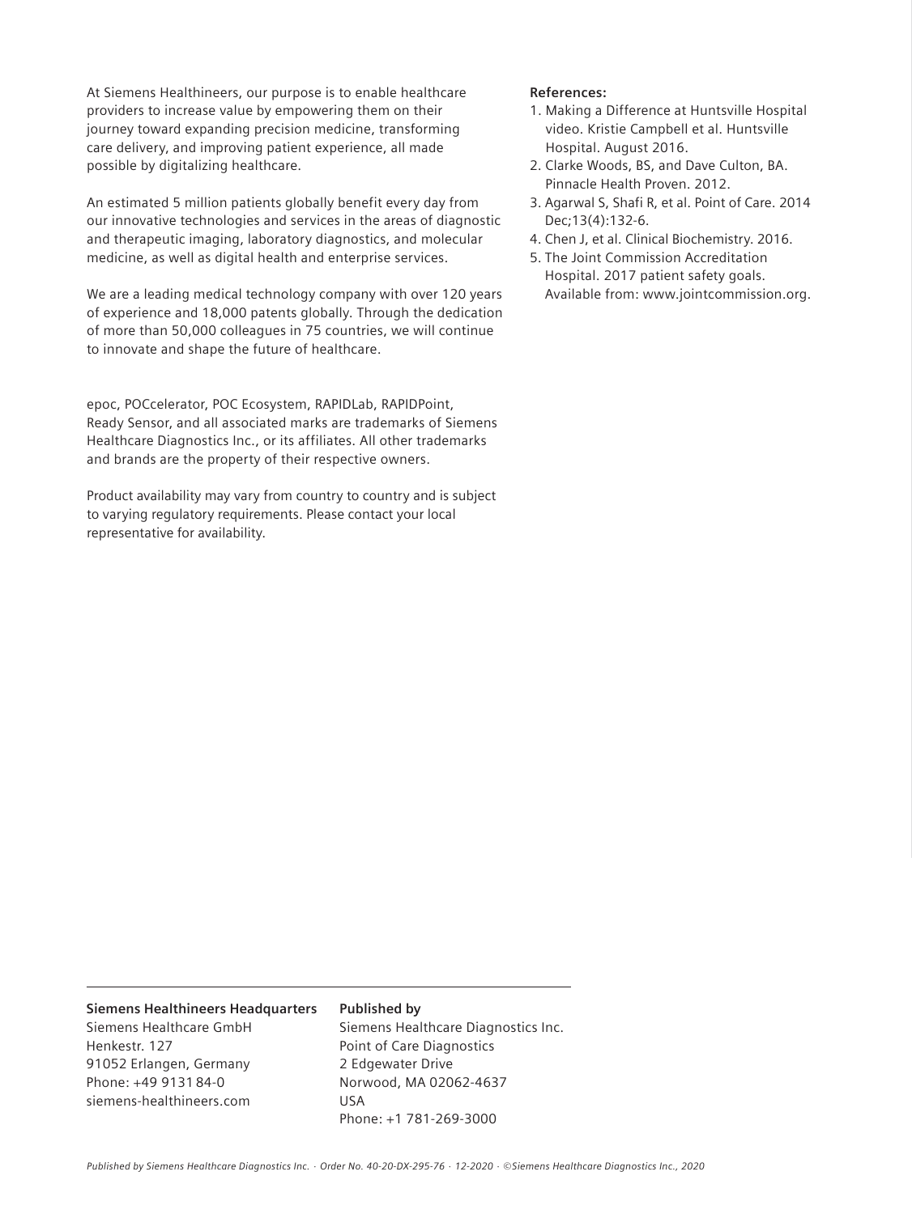At Siemens Healthineers, our purpose is to enable healthcare providers to increase value by empowering them on their journey toward expanding precision medicine, transforming care delivery, and improving patient experience, all made possible by digitalizing healthcare.

An estimated 5 million patients globally benefit every day from our innovative technologies and services in the areas of diagnostic and therapeutic imaging, laboratory diagnostics, and molecular medicine, as well as digital health and enterprise services.

We are a leading medical technology company with over 120 years of experience and 18,000 patents globally. Through the dedication of more than 50,000 colleagues in 75 countries, we will continue to innovate and shape the future of healthcare.

epoc, POCcelerator, POC Ecosystem, RAPIDLab, RAPIDPoint, Ready Sensor, and all associated marks are trademarks of Siemens Healthcare Diagnostics Inc., or its affiliates. All other trademarks and brands are the property of their respective owners.

Product availability may vary from country to country and is subject to varying regulatory requirements. Please contact your local representative for availability.

**References:**

1. Making a Difference at Huntsville Hospital video. Kristie Campbell et al. Huntsville Hospital. August 2016.
2. Clarke Woods, BS, and Dave Culton, BA. Pinnacle Health Proven. 2012.
3. Agarwal S, Shafi R, et al. Point of Care. 2014 Dec;13(4):132-6.
4. Chen J, et al. Clinical Biochemistry. 2016.
5. The Joint Commission Accreditation Hospital. 2017 patient safety goals. Available from: www.jointcommission.org.

**Siemens Healthineers Headquarters**
Siemens Healthcare GmbH
Henkestr. 127
91052 Erlangen, Germany
Phone: +49 9131 84-0
siemens-healthineers.com

**Published by**
Siemens Healthcare Diagnostics Inc.
Point of Care Diagnostics
2 Edgewater Drive
Norwood, MA 02062-4637
USA
Phone: +1 781-269-3000

*Published by Siemens Healthcare Diagnostics Inc. · Order No. 40-20-DX-295-76 · 12-2020 · ©Siemens Healthcare Diagnostics Inc., 2020*